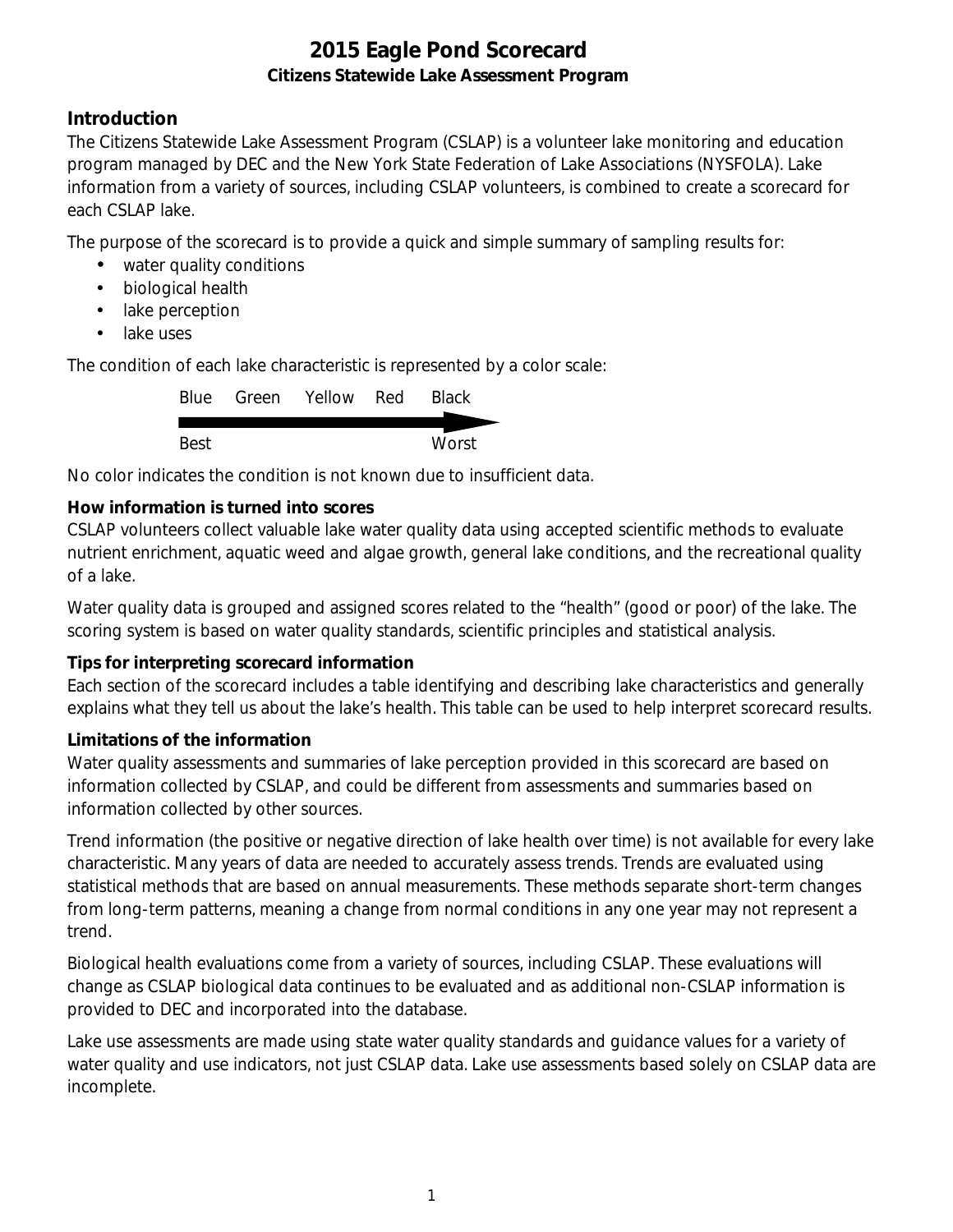# 2015 Eagle Pond Scorecard

**Citizens Statewide Lake Assessment Program**

## Introduction

The Citizens Statewide Lake Assessment Program (CSLAP) is a volunteer lake monitoring and education program managed by DEC and the New York State Federation of Lake Associations (NYSFOLA). Lake information from a variety of sources, including CSLAP volunteers, is combined to create a scorecard for each CSLAP lake.

The purpose of the scorecard is to provide a quick and simple summary of sampling results for:

- water quality conditions
- biological health
- lake perception
- lake uses

The condition of each lake characteristic is represented by a color scale:

Blue Green Yellow Red Black

→

Best Worst

No color indicates the condition is not known due to insufficient data.

**How information is turned into scores**

CSLAP volunteers collect valuable lake water quality data using accepted scientific methods to evaluate nutrient enrichment, aquatic weed and algae growth, general lake conditions, and the recreational quality of a lake.

Water quality data is grouped and assigned scores related to the "health" (good or poor) of the lake. The scoring system is based on water quality standards, scientific principles and statistical analysis.

**Tips for interpreting scorecard information**

Each section of the scorecard includes a table identifying and describing lake characteristics and generally explains what they tell us about the lake's health. This table can be used to help interpret scorecard results.

**Limitations of the information**

Water quality assessments and summaries of lake perception provided in this scorecard are based on information collected by CSLAP, and could be different from assessments and summaries based on information collected by other sources.

Trend information (the positive or negative direction of lake health over time) is not available for every lake characteristic. Many years of data are needed to accurately assess trends. Trends are evaluated using statistical methods that are based on annual measurements. These methods separate short-term changes from long-term patterns, meaning a change from normal conditions in any one year may not represent a trend.

Biological health evaluations come from a variety of sources, including CSLAP. These evaluations will change as CSLAP biological data continues to be evaluated and as additional non-CSLAP information is provided to DEC and incorporated into the database.

Lake use assessments are made using state water quality standards and guidance values for a variety of water quality and use indicators, not just CSLAP data. Lake use assessments based solely on CSLAP data are incomplete.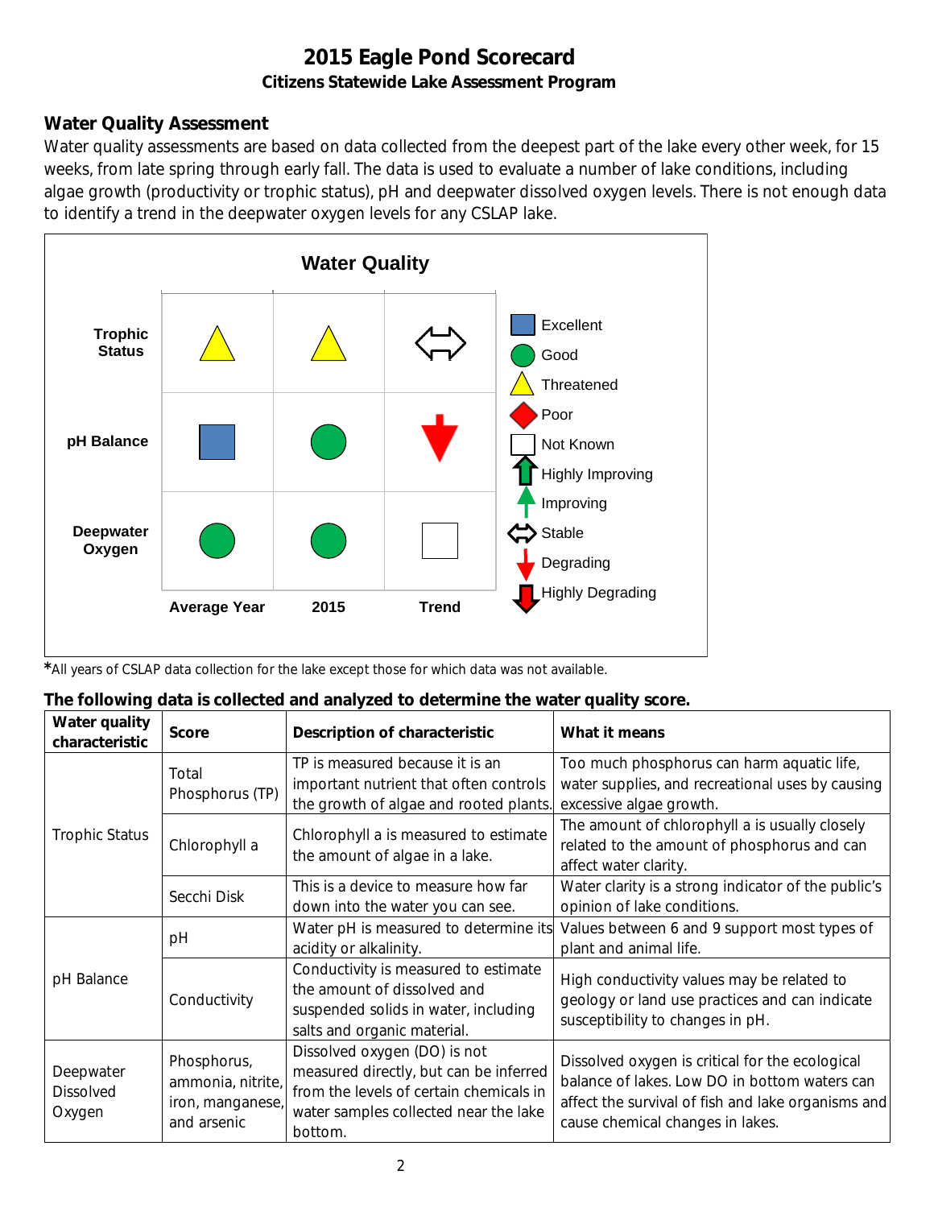# 2015 Eagle Pond Scorecard

**Citizens Statewide Lake Assessment Program**

## Water Quality Assessment

Water quality assessments are based on data collected from the deepest part of the lake every other week, for 15 weeks, from late spring through early fall. The data is used to evaluate a number of lake conditions, including algae growth (productivity or trophic status), pH and deepwater dissolved oxygen levels. There is not enough data to identify a trend in the deepwater oxygen levels for any CSLAP lake.

### Water Quality

| | Average Year | 2015 | Trend |
|---|---|---|---|
| Trophic Status | Threatened | Threatened | Stable |
| pH Balance | Excellent | Good | Highly Degrading |
| Deepwater Oxygen | Good | Good | Not Known |

Legend: Excellent, Good, Threatened, Poor, Not Known, Highly Improving, Improving, Stable, Degrading, Highly Degrading

*All years of CSLAP data collection for the lake except those for which data was not available.

**The following data is collected and analyzed to determine the water quality score.**

| Water quality characteristic | Score | Description of characteristic | What it means |
|---|---|---|---|
| Trophic Status | Total Phosphorus (TP) | TP is measured because it is an important nutrient that often controls the growth of algae and rooted plants. | Too much phosphorus can harm aquatic life, water supplies, and recreational uses by causing excessive algae growth. |
| | Chlorophyll a | Chlorophyll a is measured to estimate the amount of algae in a lake. | The amount of chlorophyll a is usually closely related to the amount of phosphorus and can affect water clarity. |
| | Secchi Disk | This is a device to measure how far down into the water you can see. | Water clarity is a strong indicator of the public's opinion of lake conditions. |
| pH Balance | pH | Water pH is measured to determine its acidity or alkalinity. | Values between 6 and 9 support most types of plant and animal life. |
| | Conductivity | Conductivity is measured to estimate the amount of dissolved and suspended solids in water, including salts and organic material. | High conductivity values may be related to geology or land use practices and can indicate susceptibility to changes in pH. |
| Deepwater Dissolved Oxygen | Phosphorus, ammonia, nitrite, iron, manganese, and arsenic | Dissolved oxygen (DO) is not measured directly, but can be inferred from the levels of certain chemicals in water samples collected near the lake bottom. | Dissolved oxygen is critical for the ecological balance of lakes. Low DO in bottom waters can affect the survival of fish and lake organisms and cause chemical changes in lakes. |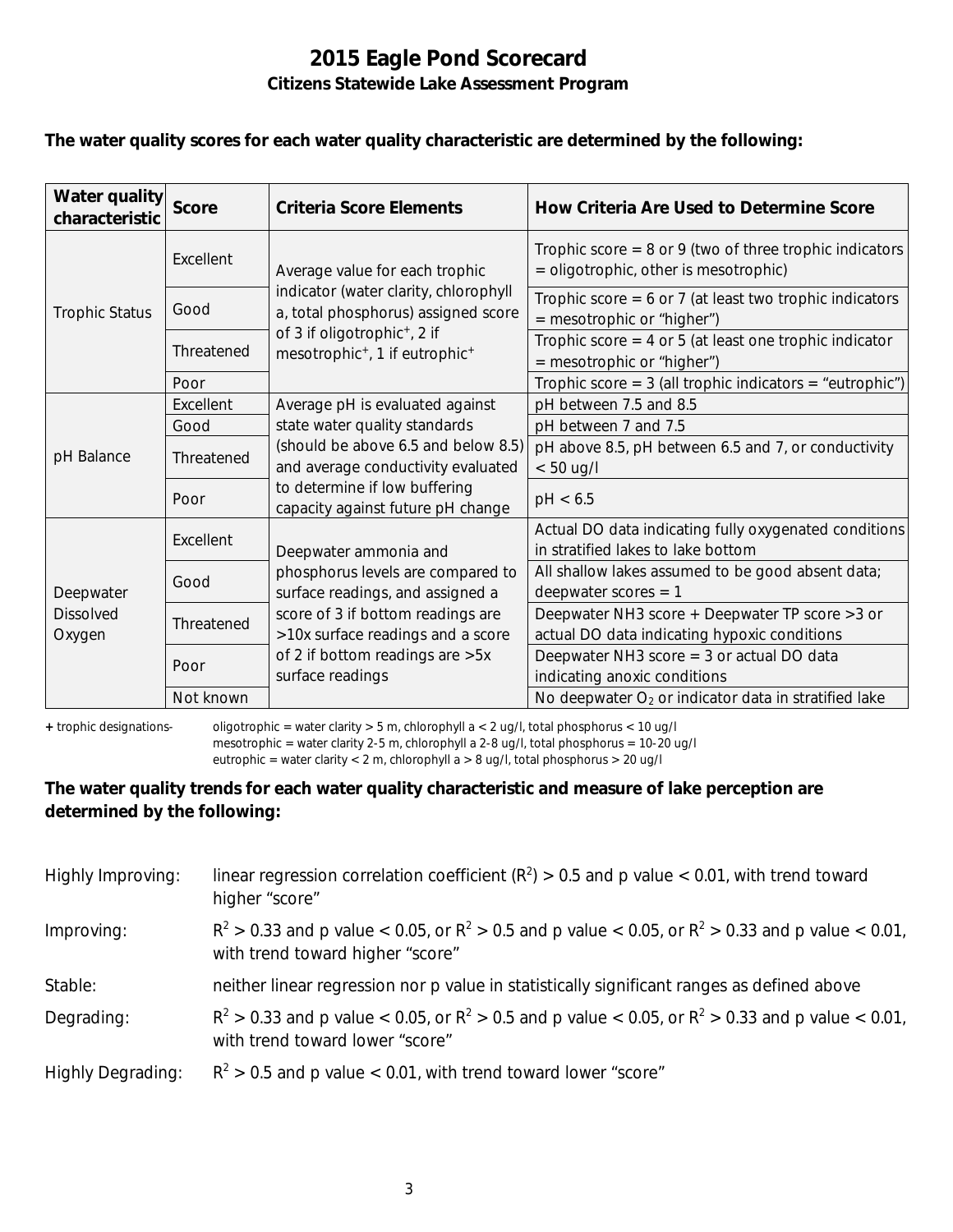# 2015 Eagle Pond Scorecard

## Citizens Statewide Lake Assessment Program

**The water quality scores for each water quality characteristic are determined by the following:**

| Water quality characteristic | Score | Criteria Score Elements | How Criteria Are Used to Determine Score |
|---|---|---|---|
| Trophic Status | Excellent | Average value for each trophic indicator (water clarity, chlorophyll a, total phosphorus) assigned score of 3 if oligotrophic+, 2 if mesotrophic+, 1 if eutrophic+ | Trophic score = 8 or 9 (two of three trophic indicators = oligotrophic, other is mesotrophic) |
| | Good | | Trophic score = 6 or 7 (at least two trophic indicators = mesotrophic or "higher") |
| | Threatened | | Trophic score = 4 or 5 (at least one trophic indicator = mesotrophic or "higher") |
| | Poor | | Trophic score = 3 (all trophic indicators = "eutrophic") |
| pH Balance | Excellent | Average pH is evaluated against state water quality standards (should be above 6.5 and below 8.5) and average conductivity evaluated to determine if low buffering capacity against future pH change | pH between 7.5 and 8.5 |
| | Good | | pH between 7 and 7.5 |
| | Threatened | | pH above 8.5, pH between 6.5 and 7, or conductivity < 50 ug/l |
| | Poor | | pH < 6.5 |
| Deepwater Dissolved Oxygen | Excellent | Deepwater ammonia and phosphorus levels are compared to surface readings, and assigned a score of 3 if bottom readings are >10x surface readings and a score of 2 if bottom readings are >5x surface readings | Actual DO data indicating fully oxygenated conditions in stratified lakes to lake bottom |
| | Good | | All shallow lakes assumed to be good absent data; deepwater scores = 1 |
| | Threatened | | Deepwater NH3 score + Deepwater TP score >3 or actual DO data indicating hypoxic conditions |
| | Poor | | Deepwater NH3 score = 3 or actual DO data indicating anoxic conditions |
| | Not known | | No deepwater $O_2$ or indicator data in stratified lake |

**+** trophic designations- oligotrophic = water clarity > 5 m, chlorophyll a < 2 ug/l, total phosphorus < 10 ug/l
mesotrophic = water clarity 2-5 m, chlorophyll a 2-8 ug/l, total phosphorus = 10-20 ug/l
eutrophic = water clarity < 2 m, chlorophyll a > 8 ug/l, total phosphorus > 20 ug/l

**The water quality trends for each water quality characteristic and measure of lake perception are determined by the following:**

Highly Improving: linear regression correlation coefficient ($R^2$) > 0.5 and p value < 0.01, with trend toward higher "score"

Improving: $R^2$ > 0.33 and p value < 0.05, or $R^2$ > 0.5 and p value < 0.05, or $R^2$ > 0.33 and p value < 0.01, with trend toward higher "score"

Stable: neither linear regression nor p value in statistically significant ranges as defined above

Degrading: $R^2$ > 0.33 and p value < 0.05, or $R^2$ > 0.5 and p value < 0.05, or $R^2$ > 0.33 and p value < 0.01, with trend toward lower "score"

Highly Degrading: $R^2$ > 0.5 and p value < 0.01, with trend toward lower "score"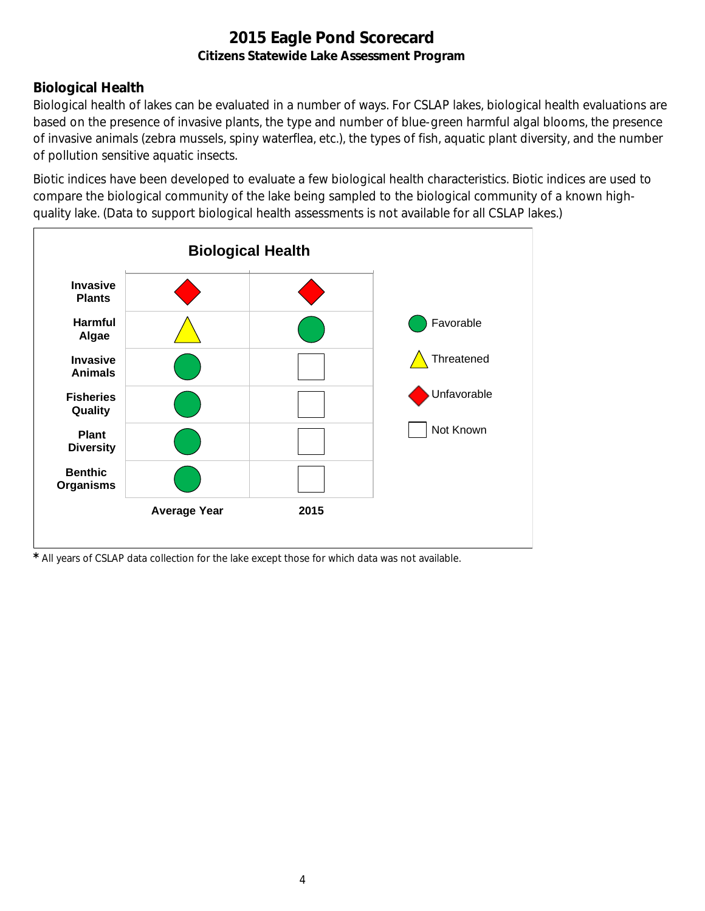# 2015 Eagle Pond Scorecard

**Citizens Statewide Lake Assessment Program**

## Biological Health

Biological health of lakes can be evaluated in a number of ways. For CSLAP lakes, biological health evaluations are based on the presence of invasive plants, the type and number of blue-green harmful algal blooms, the presence of invasive animals (zebra mussels, spiny waterflea, etc.), the types of fish, aquatic plant diversity, and the number of pollution sensitive aquatic insects.

Biotic indices have been developed to evaluate a few biological health characteristics. Biotic indices are used to compare the biological community of the lake being sampled to the biological community of a known high-quality lake. (Data to support biological health assessments is not available for all CSLAP lakes.)

**Biological Health**

| | Average Year | 2015 |
|---|---|---|
| **Invasive Plants** | Unfavorable | Unfavorable |
| **Harmful Algae** | Threatened | Favorable |
| **Invasive Animals** | Favorable | Not Known |
| **Fisheries Quality** | Favorable | Not Known |
| **Plant Diversity** | Favorable | Not Known |
| **Benthic Organisms** | Favorable | Not Known |

Legend: Favorable (green circle); Threatened (yellow triangle); Unfavorable (red diamond); Not Known (empty square)

* All years of CSLAP data collection for the lake except those for which data was not available.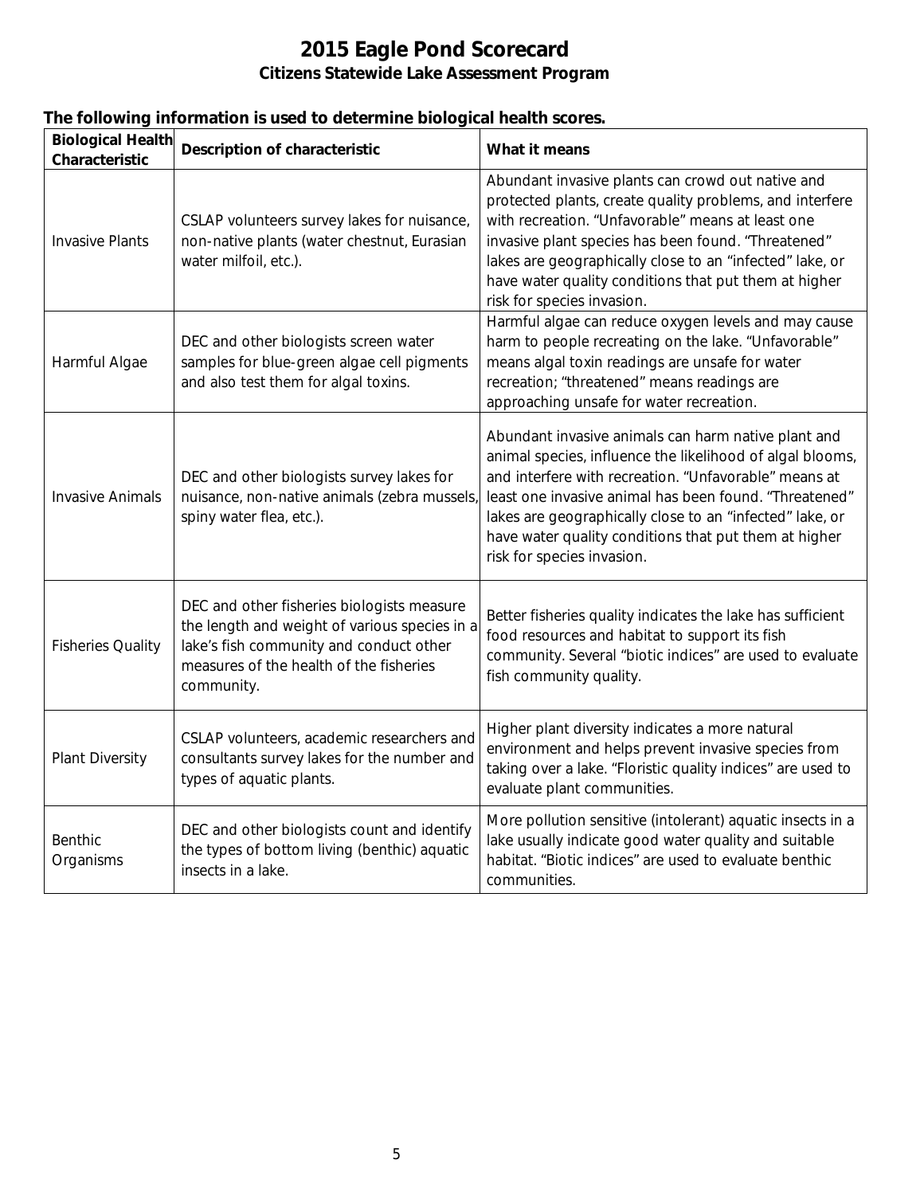# 2015 Eagle Pond Scorecard

## Citizens Statewide Lake Assessment Program

**The following information is used to determine biological health scores.**

| Biological Health Characteristic | Description of characteristic | What it means |
| --- | --- | --- |
| Invasive Plants | CSLAP volunteers survey lakes for nuisance, non-native plants (water chestnut, Eurasian water milfoil, etc.). | Abundant invasive plants can crowd out native and protected plants, create quality problems, and interfere with recreation. "Unfavorable" means at least one invasive plant species has been found. "Threatened" lakes are geographically close to an "infected" lake, or have water quality conditions that put them at higher risk for species invasion. |
| Harmful Algae | DEC and other biologists screen water samples for blue-green algae cell pigments and also test them for algal toxins. | Harmful algae can reduce oxygen levels and may cause harm to people recreating on the lake. "Unfavorable" means algal toxin readings are unsafe for water recreation; "threatened" means readings are approaching unsafe for water recreation. |
| Invasive Animals | DEC and other biologists survey lakes for nuisance, non-native animals (zebra mussels, spiny water flea, etc.). | Abundant invasive animals can harm native plant and animal species, influence the likelihood of algal blooms, and interfere with recreation. "Unfavorable" means at least one invasive animal has been found. "Threatened" lakes are geographically close to an "infected" lake, or have water quality conditions that put them at higher risk for species invasion. |
| Fisheries Quality | DEC and other fisheries biologists measure the length and weight of various species in a lake's fish community and conduct other measures of the health of the fisheries community. | Better fisheries quality indicates the lake has sufficient food resources and habitat to support its fish community. Several "biotic indices" are used to evaluate fish community quality. |
| Plant Diversity | CSLAP volunteers, academic researchers and consultants survey lakes for the number and types of aquatic plants. | Higher plant diversity indicates a more natural environment and helps prevent invasive species from taking over a lake. "Floristic quality indices" are used to evaluate plant communities. |
| Benthic Organisms | DEC and other biologists count and identify the types of bottom living (benthic) aquatic insects in a lake. | More pollution sensitive (intolerant) aquatic insects in a lake usually indicate good water quality and suitable habitat. "Biotic indices" are used to evaluate benthic communities. |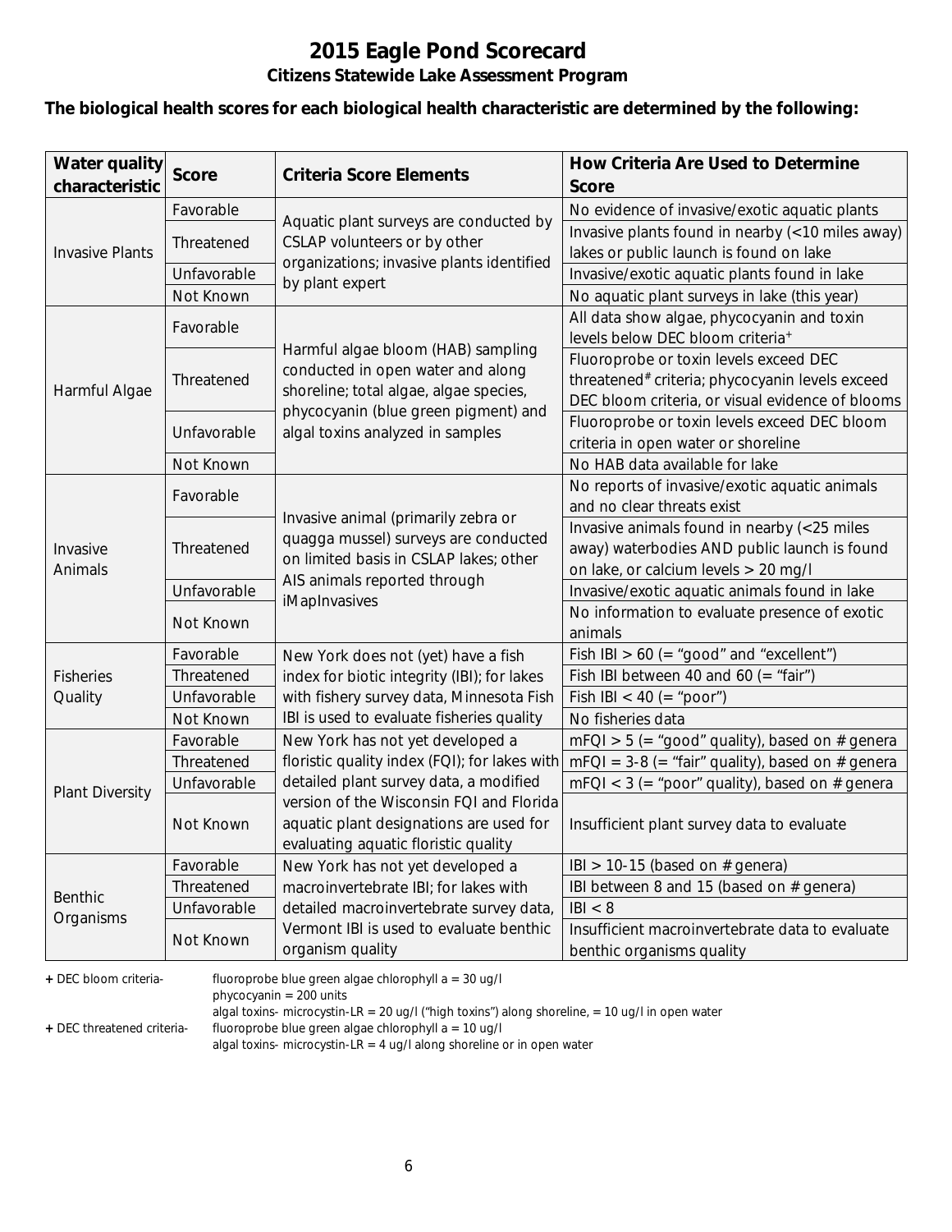# 2015 Eagle Pond Scorecard

## Citizens Statewide Lake Assessment Program

**The biological health scores for each biological health characteristic are determined by the following:**

| Water quality characteristic | Score | Criteria Score Elements | How Criteria Are Used to Determine Score |
|---|---|---|---|
| Invasive Plants | Favorable | Aquatic plant surveys are conducted by CSLAP volunteers or by other organizations; invasive plants identified by plant expert | No evidence of invasive/exotic aquatic plants |
| | Threatened | | Invasive plants found in nearby (<10 miles away) lakes or public launch is found on lake |
| | Unfavorable | | Invasive/exotic aquatic plants found in lake |
| | Not Known | | No aquatic plant surveys in lake (this year) |
| Harmful Algae | Favorable | Harmful algae bloom (HAB) sampling conducted in open water and along shoreline; total algae, algae species, phycocyanin (blue green pigment) and algal toxins analyzed in samples | All data show algae, phycocyanin and toxin levels below DEC bloom criteria+ |
| | Threatened | | Fluoroprobe or toxin levels exceed DEC threatened# criteria; phycocyanin levels exceed DEC bloom criteria, or visual evidence of blooms |
| | Unfavorable | | Fluoroprobe or toxin levels exceed DEC bloom criteria in open water or shoreline |
| | Not Known | | No HAB data available for lake |
| Invasive Animals | Favorable | Invasive animal (primarily zebra or quagga mussel) surveys are conducted on limited basis in CSLAP lakes; other AIS animals reported through iMapInvasives | No reports of invasive/exotic aquatic animals and no clear threats exist |
| | Threatened | | Invasive animals found in nearby (<25 miles away) waterbodies AND public launch is found on lake, or calcium levels > 20 mg/l |
| | Unfavorable | | Invasive/exotic aquatic animals found in lake |
| | Not Known | | No information to evaluate presence of exotic animals |
| Fisheries Quality | Favorable | New York does not (yet) have a fish index for biotic integrity (IBI); for lakes with fishery survey data, Minnesota Fish IBI is used to evaluate fisheries quality | Fish IBI > 60 (= "good" and "excellent") |
| | Threatened | | Fish IBI between 40 and 60 (= "fair") |
| | Unfavorable | | Fish IBI < 40 (= "poor") |
| | Not Known | | No fisheries data |
| Plant Diversity | Favorable | New York has not yet developed a floristic quality index (FQI); for lakes with detailed plant survey data, a modified version of the Wisconsin FQI and Florida aquatic plant designations are used for evaluating aquatic floristic quality | mFQI > 5 (= "good" quality), based on # genera |
| | Threatened | | mFQI = 3-8 (= "fair" quality), based on # genera |
| | Unfavorable | | mFQI < 3 (= "poor" quality), based on # genera |
| | Not Known | | Insufficient plant survey data to evaluate |
| Benthic Organisms | Favorable | New York has not yet developed a macroinvertebrate IBI; for lakes with detailed macroinvertebrate survey data, Vermont IBI is used to evaluate benthic organism quality | IBI > 10-15 (based on # genera) |
| | Threatened | | IBI between 8 and 15 (based on # genera) |
| | Unfavorable | | IBI < 8 |
| | Not Known | | Insufficient macroinvertebrate data to evaluate benthic organisms quality |

**+** DEC bloom criteria- fluoroprobe blue green algae chlorophyll a = 30 ug/l
phycocyanin = 200 units
algal toxins- microcystin-LR = 20 ug/l ("high toxins") along shoreline, = 10 ug/l in open water

**+** DEC threatened criteria- fluoroprobe blue green algae chlorophyll a = 10 ug/l
algal toxins- microcystin-LR = 4 ug/l along shoreline or in open water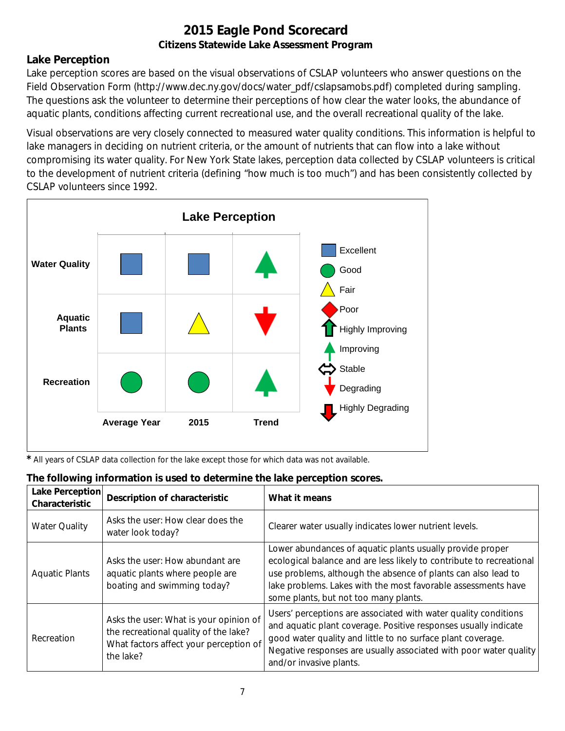# 2015 Eagle Pond Scorecard

### Citizens Statewide Lake Assessment Program

## Lake Perception

Lake perception scores are based on the visual observations of CSLAP volunteers who answer questions on the Field Observation Form (http://www.dec.ny.gov/docs/water_pdf/cslapsamobs.pdf) completed during sampling. The questions ask the volunteer to determine their perceptions of how clear the water looks, the abundance of aquatic plants, conditions affecting current recreational use, and the overall recreational quality of the lake.

Visual observations are very closely connected to measured water quality conditions. This information is helpful to lake managers in deciding on nutrient criteria, or the amount of nutrients that can flow into a lake without compromising its water quality. For New York State lakes, perception data collected by CSLAP volunteers is critical to the development of nutrient criteria (defining "how much is too much") and has been consistently collected by CSLAP volunteers since 1992.

**Lake Perception**

| | Average Year | 2015 | Trend |
|---|---|---|---|
| **Water Quality** | Excellent | Excellent | Improving |
| **Aquatic Plants** | Excellent | Fair | Degrading |
| **Recreation** | Good | Good | Improving |

Legend: Excellent, Good, Fair, Poor, Highly Improving, Improving, Stable, Degrading, Highly Degrading

* All years of CSLAP data collection for the lake except those for which data was not available.

**The following information is used to determine the lake perception scores.**

| Lake Perception Characteristic | Description of characteristic | What it means |
|---|---|---|
| Water Quality | Asks the user: How clear does the water look today? | Clearer water usually indicates lower nutrient levels. |
| Aquatic Plants | Asks the user: How abundant are aquatic plants where people are boating and swimming today? | Lower abundances of aquatic plants usually provide proper ecological balance and are less likely to contribute to recreational use problems, although the absence of plants can also lead to lake problems. Lakes with the most favorable assessments have some plants, but not too many plants. |
| Recreation | Asks the user: What is your opinion of the recreational quality of the lake? What factors affect your perception of the lake? | Users' perceptions are associated with water quality conditions and aquatic plant coverage. Positive responses usually indicate good water quality and little to no surface plant coverage. Negative responses are usually associated with poor water quality and/or invasive plants. |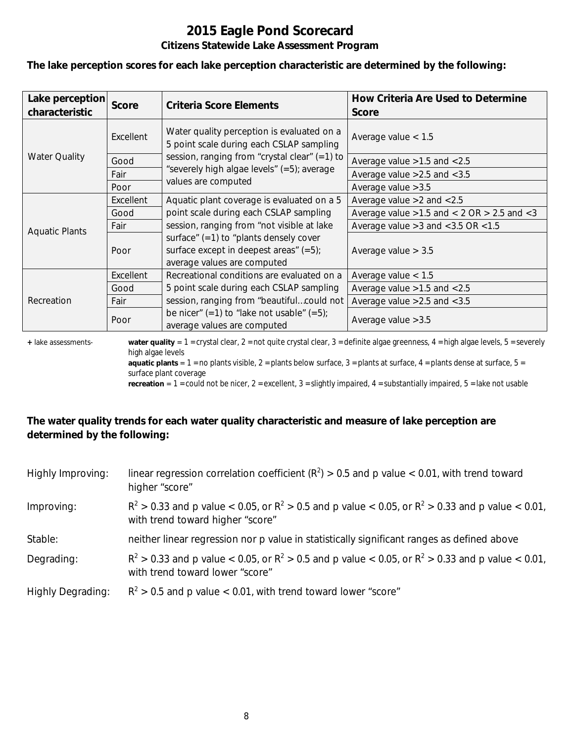# 2015 Eagle Pond Scorecard

## Citizens Statewide Lake Assessment Program

**The lake perception scores for each lake perception characteristic are determined by the following:**

| Lake perception characteristic | Score | Criteria Score Elements | How Criteria Are Used to Determine Score |
|---|---|---|---|
| Water Quality | Excellent | Water quality perception is evaluated on a 5 point scale during each CSLAP sampling session, ranging from "crystal clear" (=1) to "severely high algae levels" (=5); average values are computed | Average value < 1.5 |
| | Good | | Average value >1.5 and <2.5 |
| | Fair | | Average value >2.5 and <3.5 |
| | Poor | | Average value >3.5 |
| Aquatic Plants | Excellent | Aquatic plant coverage is evaluated on a 5 point scale during each CSLAP sampling session, ranging from "not visible at lake surface" (=1) to "plants densely cover surface except in deepest areas" (=5); average values are computed | Average value >2 and <2.5 |
| | Good | | Average value >1.5 and < 2 OR > 2.5 and <3 |
| | Fair | | Average value >3 and <3.5 OR <1.5 |
| | Poor | | Average value > 3.5 |
| Recreation | Excellent | Recreational conditions are evaluated on a 5 point scale during each CSLAP sampling session, ranging from "beautiful…could not be nicer" (=1) to "lake not usable" (=5); average values are computed | Average value < 1.5 |
| | Good | | Average value >1.5 and <2.5 |
| | Fair | | Average value >2.5 and <3.5 |
| | Poor | | Average value >3.5 |

+ lake assessments- **water quality** = 1 = crystal clear, 2 = not quite crystal clear, 3 = definite algae greenness, 4 = high algae levels, 5 = severely high algae levels
**aquatic plants** = 1 = no plants visible, 2 = plants below surface, 3 = plants at surface, 4 = plants dense at surface, 5 = surface plant coverage
**recreation** = 1 = could not be nicer, 2 = excellent, 3 = slightly impaired, 4 = substantially impaired, 5 = lake not usable

**The water quality trends for each water quality characteristic and measure of lake perception are determined by the following:**

Highly Improving: linear regression correlation coefficient ($R^2$) > 0.5 and p value < 0.01, with trend toward higher "score"

Improving: $R^2 > 0.33$ and p value < 0.05, or $R^2 > 0.5$ and p value < 0.05, or $R^2 > 0.33$ and p value < 0.01, with trend toward higher "score"

Stable: neither linear regression nor p value in statistically significant ranges as defined above

Degrading: $R^2 > 0.33$ and p value < 0.05, or $R^2 > 0.5$ and p value < 0.05, or $R^2 > 0.33$ and p value < 0.01, with trend toward lower "score"

Highly Degrading: $R^2 > 0.5$ and p value < 0.01, with trend toward lower "score"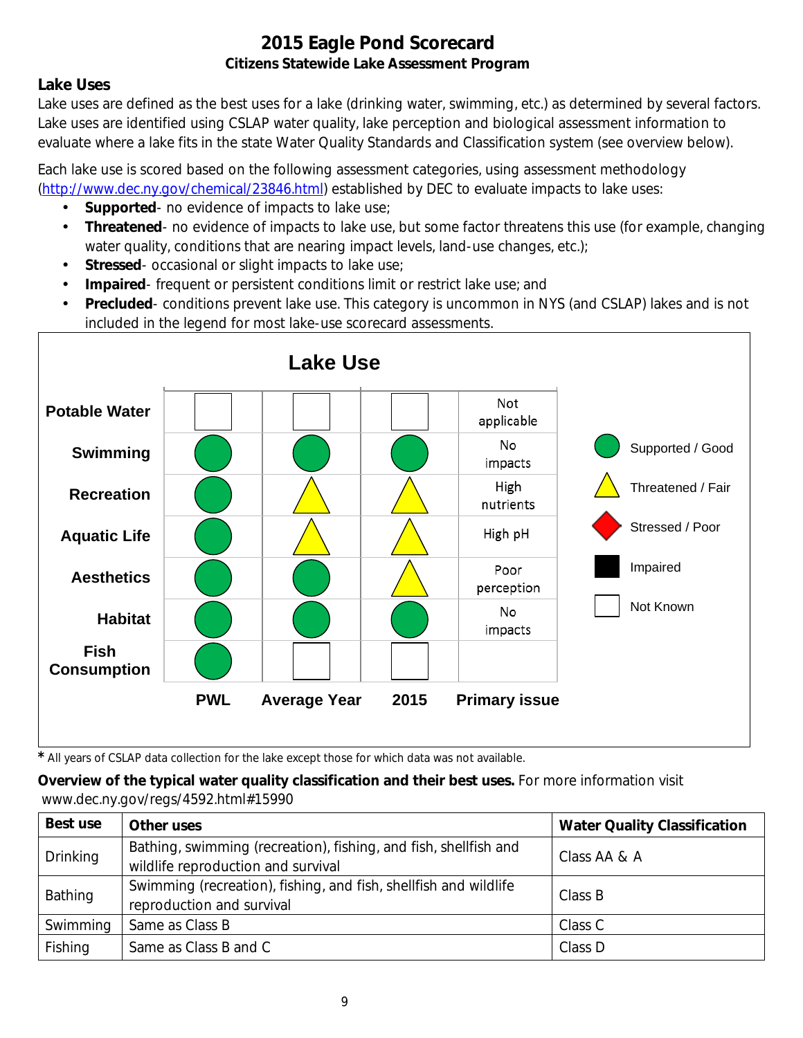# 2015 Eagle Pond Scorecard

### Citizens Statewide Lake Assessment Program

## Lake Uses

Lake uses are defined as the best uses for a lake (drinking water, swimming, etc.) as determined by several factors. Lake uses are identified using CSLAP water quality, lake perception and biological assessment information to evaluate where a lake fits in the state Water Quality Standards and Classification system (see overview below).

Each lake use is scored based on the following assessment categories, using assessment methodology (http://www.dec.ny.gov/chemical/23846.html) established by DEC to evaluate impacts to lake uses:

- **Supported**- no evidence of impacts to lake use;
- **Threatened**- no evidence of impacts to lake use, but some factor threatens this use (for example, changing water quality, conditions that are nearing impact levels, land-use changes, etc.);
- **Stressed**- occasional or slight impacts to lake use;
- **Impaired**- frequent or persistent conditions limit or restrict lake use; and
- **Precluded**- conditions prevent lake use. This category is uncommon in NYS (and CSLAP) lakes and is not included in the legend for most lake-use scorecard assessments.

**Lake Use**

| | PWL | Average Year | 2015 | Primary issue |
|---|---|---|---|---|
| Potable Water | Not Known | Not Known | Not Known | Not applicable |
| Swimming | Supported / Good | Supported / Good | Supported / Good | No impacts |
| Recreation | Supported / Good | Threatened / Fair | Threatened / Fair | High nutrients |
| Aquatic Life | Supported / Good | Threatened / Fair | Threatened / Fair | High pH |
| Aesthetics | Supported / Good | Supported / Good | Threatened / Fair | Poor perception |
| Habitat | Supported / Good | Supported / Good | Supported / Good | No impacts |
| Fish Consumption | Supported / Good | Not Known | Not Known | |

Legend: Supported / Good; Threatened / Fair; Stressed / Poor; Impaired; Not Known

\* All years of CSLAP data collection for the lake except those for which data was not available.

**Overview of the typical water quality classification and their best uses.** For more information visit www.dec.ny.gov/regs/4592.html#15990

| Best use | Other uses | Water Quality Classification |
|---|---|---|
| Drinking | Bathing, swimming (recreation), fishing, and fish, shellfish and wildlife reproduction and survival | Class AA & A |
| Bathing | Swimming (recreation), fishing, and fish, shellfish and wildlife reproduction and survival | Class B |
| Swimming | Same as Class B | Class C |
| Fishing | Same as Class B and C | Class D |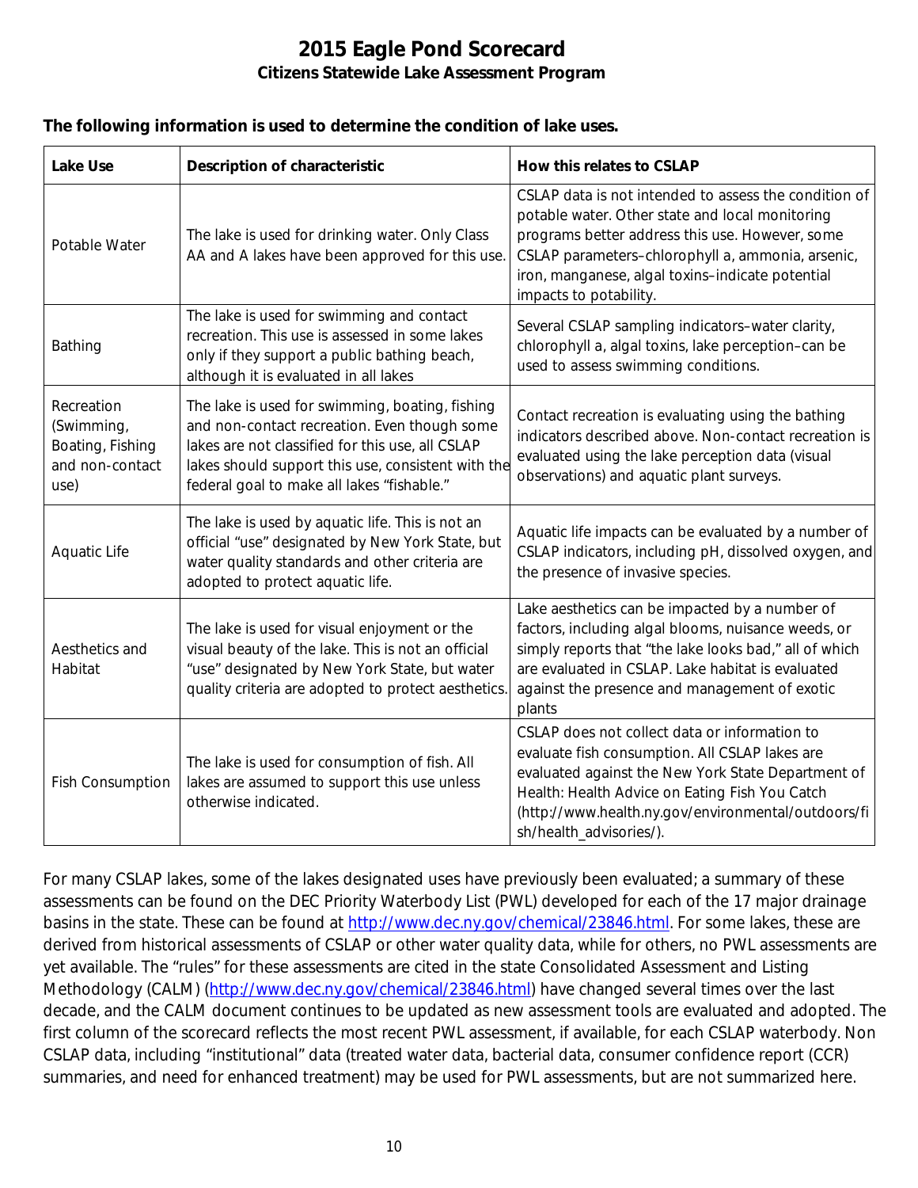# 2015 Eagle Pond Scorecard

### Citizens Statewide Lake Assessment Program

**The following information is used to determine the condition of lake uses.**

| Lake Use | Description of characteristic | How this relates to CSLAP |
|---|---|---|
| Potable Water | The lake is used for drinking water. Only Class AA and A lakes have been approved for this use. | CSLAP data is not intended to assess the condition of potable water. Other state and local monitoring programs better address this use. However, some CSLAP parameters–chlorophyll a, ammonia, arsenic, iron, manganese, algal toxins–indicate potential impacts to potability. |
| Bathing | The lake is used for swimming and contact recreation. This use is assessed in some lakes only if they support a public bathing beach, although it is evaluated in all lakes | Several CSLAP sampling indicators–water clarity, chlorophyll a, algal toxins, lake perception–can be used to assess swimming conditions. |
| Recreation (Swimming, Boating, Fishing and non-contact use) | The lake is used for swimming, boating, fishing and non-contact recreation. Even though some lakes are not classified for this use, all CSLAP lakes should support this use, consistent with the federal goal to make all lakes "fishable." | Contact recreation is evaluating using the bathing indicators described above. Non-contact recreation is evaluated using the lake perception data (visual observations) and aquatic plant surveys. |
| Aquatic Life | The lake is used by aquatic life. This is not an official "use" designated by New York State, but water quality standards and other criteria are adopted to protect aquatic life. | Aquatic life impacts can be evaluated by a number of CSLAP indicators, including pH, dissolved oxygen, and the presence of invasive species. |
| Aesthetics and Habitat | The lake is used for visual enjoyment or the visual beauty of the lake. This is not an official "use" designated by New York State, but water quality criteria are adopted to protect aesthetics. | Lake aesthetics can be impacted by a number of factors, including algal blooms, nuisance weeds, or simply reports that "the lake looks bad," all of which are evaluated in CSLAP. Lake habitat is evaluated against the presence and management of exotic plants |
| Fish Consumption | The lake is used for consumption of fish. All lakes are assumed to support this use unless otherwise indicated. | CSLAP does not collect data or information to evaluate fish consumption. All CSLAP lakes are evaluated against the New York State Department of Health: Health Advice on Eating Fish You Catch (http://www.health.ny.gov/environmental/outdoors/fish/health_advisories/). |

For many CSLAP lakes, some of the lakes designated uses have previously been evaluated; a summary of these assessments can be found on the DEC Priority Waterbody List (PWL) developed for each of the 17 major drainage basins in the state. These can be found at http://www.dec.ny.gov/chemical/23846.html. For some lakes, these are derived from historical assessments of CSLAP or other water quality data, while for others, no PWL assessments are yet available. The "rules" for these assessments are cited in the state Consolidated Assessment and Listing Methodology (CALM) (http://www.dec.ny.gov/chemical/23846.html) have changed several times over the last decade, and the CALM document continues to be updated as new assessment tools are evaluated and adopted. The first column of the scorecard reflects the most recent PWL assessment, if available, for each CSLAP waterbody. Non CSLAP data, including "institutional" data (treated water data, bacterial data, consumer confidence report (CCR) summaries, and need for enhanced treatment) may be used for PWL assessments, but are not summarized here.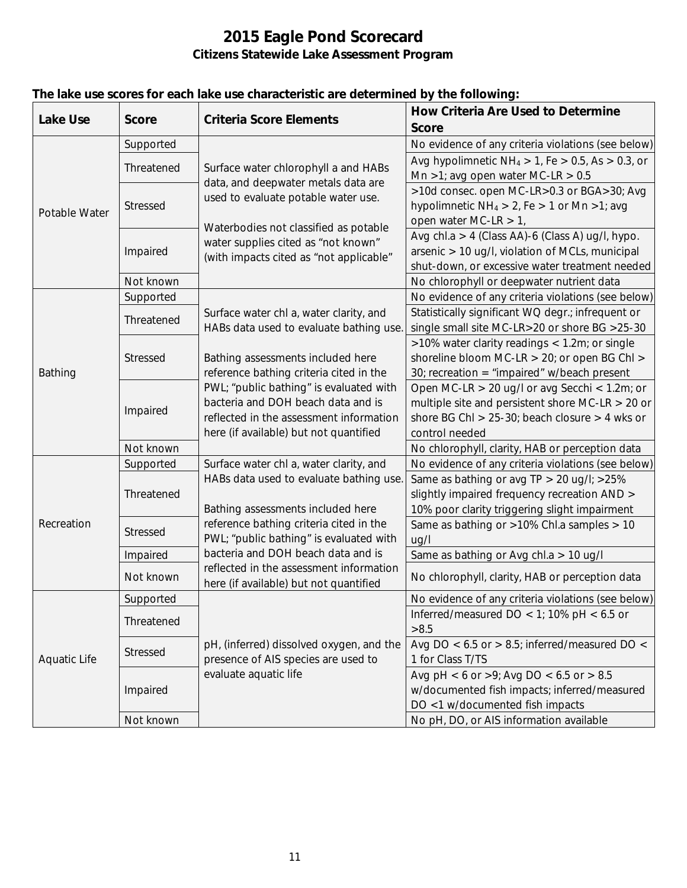# 2015 Eagle Pond Scorecard

## Citizens Statewide Lake Assessment Program

**The lake use scores for each lake use characteristic are determined by the following:**

| Lake Use | Score | Criteria Score Elements | How Criteria Are Used to Determine Score |
|---|---|---|---|
| Potable Water | Supported | Surface water chlorophyll a and HABs data, and deepwater metals data are used to evaluate potable water use. Waterbodies not classified as potable water supplies cited as "not known" (with impacts cited as "not applicable" | No evidence of any criteria violations (see below) |
| | Threatened | | Avg hypolimnetic $NH_4 > 1$, Fe > 0.5, As > 0.3, or Mn >1; avg open water MC-LR > 0.5 |
| | Stressed | | >10d consec. open MC-LR>0.3 or BGA>30; Avg hypolimnetic $NH_4 > 2$, Fe > 1 or Mn >1; avg open water MC-LR > 1, |
| | Impaired | | Avg chl.a > 4 (Class AA)-6 (Class A) ug/l, hypo. arsenic > 10 ug/l, violation of MCLs, municipal shut-down, or excessive water treatment needed |
| | Not known | | No chlorophyll or deepwater nutrient data |
| Bathing | Supported | Surface water chl a, water clarity, and HABs data used to evaluate bathing use. Bathing assessments included here reference bathing criteria cited in the PWL; "public bathing" is evaluated with bacteria and DOH beach data and is reflected in the assessment information here (if available) but not quantified | No evidence of any criteria violations (see below) |
| | Threatened | | Statistically significant WQ degr.; infrequent or single small site MC-LR>20 or shore BG >25-30 |
| | Stressed | | >10% water clarity readings < 1.2m; or single shoreline bloom MC-LR > 20; or open BG Chl > 30; recreation = "impaired" w/beach present |
| | Impaired | | Open MC-LR > 20 ug/l or avg Secchi < 1.2m; or multiple site and persistent shore MC-LR > 20 or shore BG Chl > 25-30; beach closure > 4 wks or control needed |
| | Not known | | No chlorophyll, clarity, HAB or perception data |
| Recreation | Supported | Surface water chl a, water clarity, and HABs data used to evaluate bathing use. Bathing assessments included here reference bathing criteria cited in the PWL; "public bathing" is evaluated with bacteria and DOH beach data and is reflected in the assessment information here (if available) but not quantified | No evidence of any criteria violations (see below) |
| | Threatened | | Same as bathing or avg TP > 20 ug/l; >25% slightly impaired frequency recreation AND > 10% poor clarity triggering slight impairment |
| | Stressed | | Same as bathing or >10% Chl.a samples > 10 ug/l |
| | Impaired | | Same as bathing or Avg chl.a > 10 ug/l |
| | Not known | | No chlorophyll, clarity, HAB or perception data |
| Aquatic Life | Supported | pH, (inferred) dissolved oxygen, and the presence of AIS species are used to evaluate aquatic life | No evidence of any criteria violations (see below) |
| | Threatened | | Inferred/measured DO < 1; 10% pH < 6.5 or >8.5 |
| | Stressed | | Avg DO < 6.5 or > 8.5; inferred/measured DO < 1 for Class T/TS |
| | Impaired | | Avg pH < 6 or >9; Avg DO < 6.5 or > 8.5 w/documented fish impacts; inferred/measured DO <1 w/documented fish impacts |
| | Not known | | No pH, DO, or AIS information available |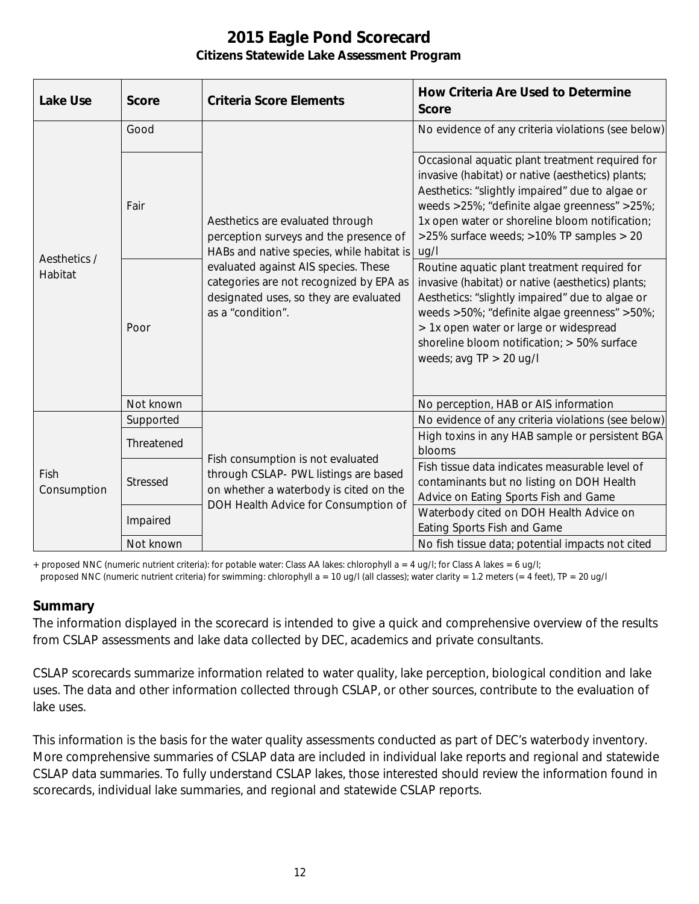# 2015 Eagle Pond Scorecard

**Citizens Statewide Lake Assessment Program**

| Lake Use | Score | Criteria Score Elements | How Criteria Are Used to Determine Score |
|---|---|---|---|
| Aesthetics / Habitat | Good | Aesthetics are evaluated through perception surveys and the presence of HABs and native species, while habitat is evaluated against AIS species. These categories are not recognized by EPA as designated uses, so they are evaluated as a "condition". | No evidence of any criteria violations (see below) |
| | Fair | | Occasional aquatic plant treatment required for invasive (habitat) or native (aesthetics) plants; Aesthetics: "slightly impaired" due to algae or weeds >25%; "definite algae greenness" >25%; 1x open water or shoreline bloom notification; >25% surface weeds; >10% TP samples > 20 ug/l |
| | Poor | | Routine aquatic plant treatment required for invasive (habitat) or native (aesthetics) plants; Aesthetics: "slightly impaired" due to algae or weeds >50%; "definite algae greenness" >50%; > 1x open water or large or widespread shoreline bloom notification; > 50% surface weeds; avg TP > 20 ug/l |
| | Not known | | No perception, HAB or AIS information |
| Fish Consumption | Supported | Fish consumption is not evaluated through CSLAP- PWL listings are based on whether a waterbody is cited on the DOH Health Advice for Consumption of | No evidence of any criteria violations (see below) |
| | Threatened | | High toxins in any HAB sample or persistent BGA blooms |
| | Stressed | | Fish tissue data indicates measurable level of contaminants but no listing on DOH Health Advice on Eating Sports Fish and Game |
| | Impaired | | Waterbody cited on DOH Health Advice on Eating Sports Fish and Game |
| | Not known | | No fish tissue data; potential impacts not cited |

+ proposed NNC (numeric nutrient criteria): for potable water: Class AA lakes: chlorophyll a = 4 ug/l; for Class A lakes = 6 ug/l;
proposed NNC (numeric nutrient criteria) for swimming: chlorophyll a = 10 ug/l (all classes); water clarity = 1.2 meters (= 4 feet), TP = 20 ug/l

## Summary

The information displayed in the scorecard is intended to give a quick and comprehensive overview of the results from CSLAP assessments and lake data collected by DEC, academics and private consultants.

CSLAP scorecards summarize information related to water quality, lake perception, biological condition and lake uses. The data and other information collected through CSLAP, or other sources, contribute to the evaluation of lake uses.

This information is the basis for the water quality assessments conducted as part of DEC's waterbody inventory. More comprehensive summaries of CSLAP data are included in individual lake reports and regional and statewide CSLAP data summaries. To fully understand CSLAP lakes, those interested should review the information found in scorecards, individual lake summaries, and regional and statewide CSLAP reports.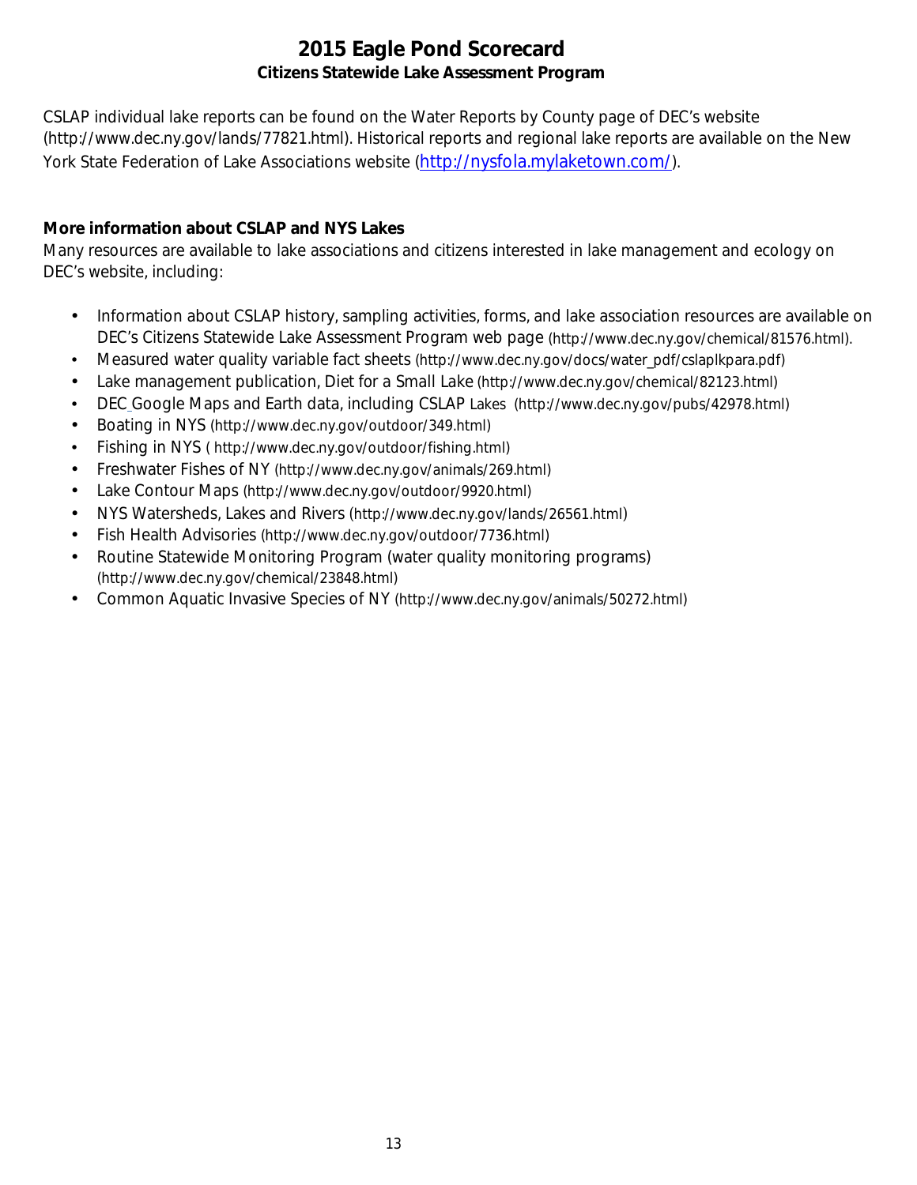# 2015 Eagle Pond Scorecard

**Citizens Statewide Lake Assessment Program**

CSLAP individual lake reports can be found on the Water Reports by County page of DEC's website (http://www.dec.ny.gov/lands/77821.html). Historical reports and regional lake reports are available on the New York State Federation of Lake Associations website (http://nysfola.mylaketown.com/).

**More information about CSLAP and NYS Lakes**

Many resources are available to lake associations and citizens interested in lake management and ecology on DEC's website, including:

- Information about CSLAP history, sampling activities, forms, and lake association resources are available on DEC's Citizens Statewide Lake Assessment Program web page (http://www.dec.ny.gov/chemical/81576.html).
- Measured water quality variable fact sheets (http://www.dec.ny.gov/docs/water_pdf/cslaplkpara.pdf)
- Lake management publication, Diet for a Small Lake (http://www.dec.ny.gov/chemical/82123.html)
- DEC Google Maps and Earth data, including CSLAP Lakes (http://www.dec.ny.gov/pubs/42978.html)
- Boating in NYS (http://www.dec.ny.gov/outdoor/349.html)
- Fishing in NYS ( http://www.dec.ny.gov/outdoor/fishing.html)
- Freshwater Fishes of NY (http://www.dec.ny.gov/animals/269.html)
- Lake Contour Maps (http://www.dec.ny.gov/outdoor/9920.html)
- NYS Watersheds, Lakes and Rivers (http://www.dec.ny.gov/lands/26561.html)
- Fish Health Advisories (http://www.dec.ny.gov/outdoor/7736.html)
- Routine Statewide Monitoring Program (water quality monitoring programs) (http://www.dec.ny.gov/chemical/23848.html)
- Common Aquatic Invasive Species of NY (http://www.dec.ny.gov/animals/50272.html)